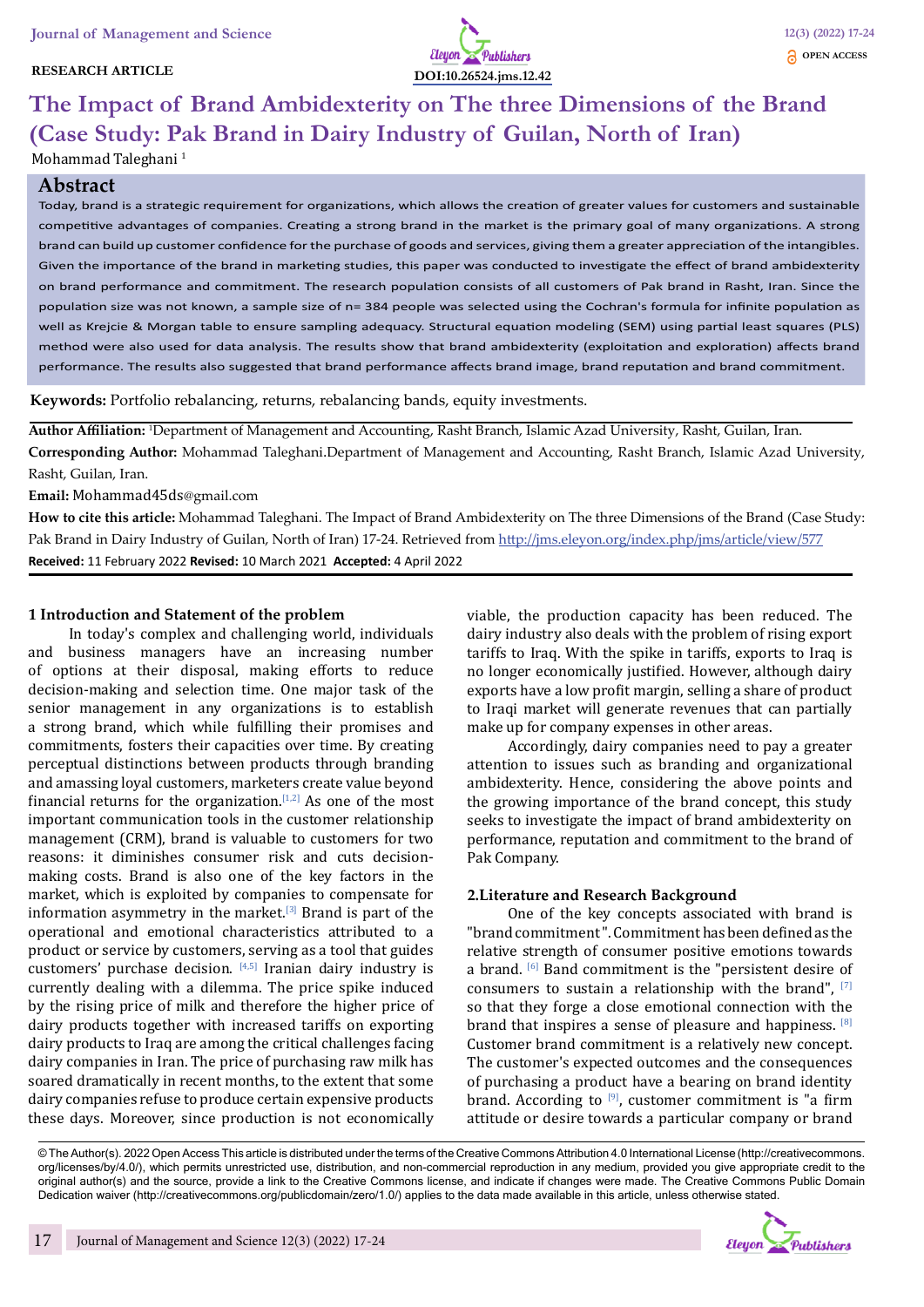RESEARCH ARTICLE

DOI:10.26524.jms.12.42

OPEN ACCESS

# The Impact of Brand Ambidexterity on The three Dimensions of the Brand (Case Study: Pak Brand in Dairy Industry of Guilan, North of Iran)

Mohammad Taleghani [1]

## Abstract

Today, brand is a strategic requirement for organizations, which allows the creation of greater values for customers and sustainable competitive advantages of companies. Creating a strong brand in the market is the primary goal of many organizations. A strong brand can build up customer confidence for the purchase of goods and services, giving them a greater appreciation of the intangibles. Given the importance of the brand in marketing studies, this paper was conducted to investigate the effect of brand ambidexterity on brand performance and commitment. The research population consists of all customers of Pak brand in Rasht, Iran. Since the population size was not known, a sample size of n= 384 people was selected using the Cochran's formula for infinite population as well as Krejcie & Morgan table to ensure sampling adequacy. Structural equation modeling (SEM) using partial least squares (PLS) method were also used for data analysis. The results show that brand ambidexterity (exploitation and exploration) affects brand performance. The results also suggested that brand performance affects brand image, brand reputation and brand commitment.

**Keywords:** Portfolio rebalancing, returns, rebalancing bands, equity investments.

**Author Affiliation:** [1]Department of Management and Accounting, Rasht Branch, Islamic Azad University, Rasht, Guilan, Iran.

**Corresponding Author:** Mohammad Taleghani.Department of Management and Accounting, Rasht Branch, Islamic Azad University, Rasht, Guilan, Iran.

**Email:** Mohammad45ds@gmail.com

**How to cite this article:** Mohammad Taleghani. The Impact of Brand Ambidexterity on The three Dimensions of the Brand (Case Study: Pak Brand in Dairy Industry of Guilan, North of Iran) 17-24. Retrieved from http://jms.eleyon.org/index.php/jms/article/view/577

**Received:** 11 February 2022 **Revised:** 10 March 2021 **Accepted:** 4 April 2022

## 1 Introduction and Statement of the problem

In today's complex and challenging world, individuals and business managers have an increasing number of options at their disposal, making efforts to reduce decision-making and selection time. One major task of the senior management in any organizations is to establish a strong brand, which while fulfilling their promises and commitments, fosters their capacities over time. By creating perceptual distinctions between products through branding and amassing loyal customers, marketers create value beyond financial returns for the organization.[1,2] As one of the most important communication tools in the customer relationship management (CRM), brand is valuable to customers for two reasons: it diminishes consumer risk and cuts decision-making costs. Brand is also one of the key factors in the market, which is exploited by companies to compensate for information asymmetry in the market.[3] Brand is part of the operational and emotional characteristics attributed to a product or service by customers, serving as a tool that guides customers' purchase decision. [4,5] Iranian dairy industry is currently dealing with a dilemma. The price spike induced by the rising price of milk and therefore the higher price of dairy products together with increased tariffs on exporting dairy products to Iraq are among the critical challenges facing dairy companies in Iran. The price of purchasing raw milk has soared dramatically in recent months, to the extent that some dairy companies refuse to produce certain expensive products these days. Moreover, since production is not economically viable, the production capacity has been reduced. The dairy industry also deals with the problem of rising export tariffs to Iraq. With the spike in tariffs, exports to Iraq is no longer economically justified. However, although dairy exports have a low profit margin, selling a share of product to Iraqi market will generate revenues that can partially make up for company expenses in other areas.

Accordingly, dairy companies need to pay a greater attention to issues such as branding and organizational ambidexterity. Hence, considering the above points and the growing importance of the brand concept, this study seeks to investigate the impact of brand ambidexterity on performance, reputation and commitment to the brand of Pak Company.

## 2.Literature and Research Background

One of the key concepts associated with brand is "brand commitment". Commitment has been defined as the relative strength of consumer positive emotions towards a brand. [6] Band commitment is the "persistent desire of consumers to sustain a relationship with the brand", [7] so that they forge a close emotional connection with the brand that inspires a sense of pleasure and happiness. [8] Customer brand commitment is a relatively new concept. The customer's expected outcomes and the consequences of purchasing a product have a bearing on brand identity brand. According to [9], customer commitment is "a firm attitude or desire towards a particular company or brand

© The Author(s). 2022 Open Access This article is distributed under the terms of the Creative Commons Attribution 4.0 International License (http://creativecommons.org/licenses/by/4.0/), which permits unrestricted use, distribution, and non-commercial reproduction in any medium, provided you give appropriate credit to the original author(s) and the source, provide a link to the Creative Commons license, and indicate if changes were made. The Creative Commons Public Domain Dedication waiver (http://creativecommons.org/publicdomain/zero/1.0/) applies to the data made available in this article, unless otherwise stated.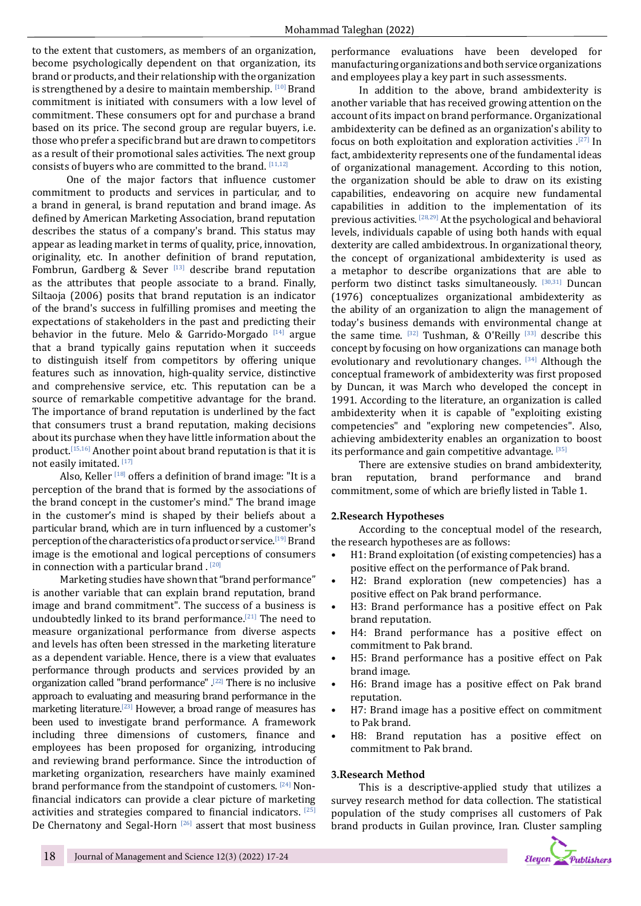to the extent that customers, as members of an organization, become psychologically dependent on that organization, its brand or products, and their relationship with the organization is strengthened by a desire to maintain membership. [10] Brand commitment is initiated with consumers with a low level of commitment. These consumers opt for and purchase a brand based on its price. The second group are regular buyers, i.e. those who prefer a specific brand but are drawn to competitors as a result of their promotional sales activities. The next group consists of buyers who are committed to the brand. [11,12]

One of the major factors that influence customer commitment to products and services in particular, and to a brand in general, is brand reputation and brand image. As defined by American Marketing Association, brand reputation describes the status of a company's brand. This status may appear as leading market in terms of quality, price, innovation, originality, etc. In another definition of brand reputation, Fombrun, Gardberg & Sever [13] describe brand reputation as the attributes that people associate to a brand. Finally, Siltaoja (2006) posits that brand reputation is an indicator of the brand's success in fulfilling promises and meeting the expectations of stakeholders in the past and predicting their behavior in the future. Melo & Garrido-Morgado [14] argue that a brand typically gains reputation when it succeeds to distinguish itself from competitors by offering unique features such as innovation, high-quality service, distinctive and comprehensive service, etc. This reputation can be a source of remarkable competitive advantage for the brand. The importance of brand reputation is underlined by the fact that consumers trust a brand reputation, making decisions about its purchase when they have little information about the product.[15,16] Another point about brand reputation is that it is not easily imitated. [17]

Also, Keller [18] offers a definition of brand image: "It is a perception of the brand that is formed by the associations of the brand concept in the customer's mind." The brand image in the customer's mind is shaped by their beliefs about a particular brand, which are in turn influenced by a customer's perception of the characteristics of a product or service.[19] Brand image is the emotional and logical perceptions of consumers in connection with a particular brand . [20]

Marketing studies have shown that "brand performance" is another variable that can explain brand reputation, brand image and brand commitment". The success of a business is undoubtedly linked to its brand performance.[21] The need to measure organizational performance from diverse aspects and levels has often been stressed in the marketing literature as a dependent variable. Hence, there is a view that evaluates performance through products and services provided by an organization called "brand performance" .[22] There is no inclusive approach to evaluating and measuring brand performance in the marketing literature.[23] However, a broad range of measures has been used to investigate brand performance. A framework including three dimensions of customers, finance and employees has been proposed for organizing, introducing and reviewing brand performance. Since the introduction of marketing organization, researchers have mainly examined brand performance from the standpoint of customers. [24] Non-financial indicators can provide a clear picture of marketing activities and strategies compared to financial indicators. [25] De Chernatony and Segal-Horn [26] assert that most business performance evaluations have been developed for manufacturing organizations and both service organizations and employees play a key part in such assessments.

In addition to the above, brand ambidexterity is another variable that has received growing attention on the account of its impact on brand performance. Organizational ambidexterity can be defined as an organization's ability to focus on both exploitation and exploration activities .[27] In fact, ambidexterity represents one of the fundamental ideas of organizational management. According to this notion, the organization should be able to draw on its existing capabilities, endeavoring on acquire new fundamental capabilities in addition to the implementation of its previous activities. [28,29] At the psychological and behavioral levels, individuals capable of using both hands with equal dexterity are called ambidextrous. In organizational theory, the concept of organizational ambidexterity is used as a metaphor to describe organizations that are able to perform two distinct tasks simultaneously. [30,31] Duncan (1976) conceptualizes organizational ambidexterity as the ability of an organization to align the management of today's business demands with environmental change at the same time. [32] Tushman, & O'Reilly [33] describe this concept by focusing on how organizations can manage both evolutionary and revolutionary changes. [34] Although the conceptual framework of ambidexterity was first proposed by Duncan, it was March who developed the concept in 1991. According to the literature, an organization is called ambidexterity when it is capable of "exploiting existing competencies" and "exploring new competencies". Also, achieving ambidexterity enables an organization to boost its performance and gain competitive advantage. [35]

There are extensive studies on brand ambidexterity, bran reputation, brand performance and brand commitment, some of which are briefly listed in Table 1.

## 2.Research Hypotheses

According to the conceptual model of the research, the research hypotheses are as follows:

- H1: Brand exploitation (of existing competencies) has a positive effect on the performance of Pak brand.
- H2: Brand exploration (new competencies) has a positive effect on Pak brand performance.
- H3: Brand performance has a positive effect on Pak brand reputation.
- H4: Brand performance has a positive effect on commitment to Pak brand.
- H5: Brand performance has a positive effect on Pak brand image.
- H6: Brand image has a positive effect on Pak brand reputation.
- H7: Brand image has a positive effect on commitment to Pak brand.
- H8: Brand reputation has a positive effect on commitment to Pak brand.

## 3.Research Method

This is a descriptive-applied study that utilizes a survey research method for data collection. The statistical population of the study comprises all customers of Pak brand products in Guilan province, Iran. Cluster sampling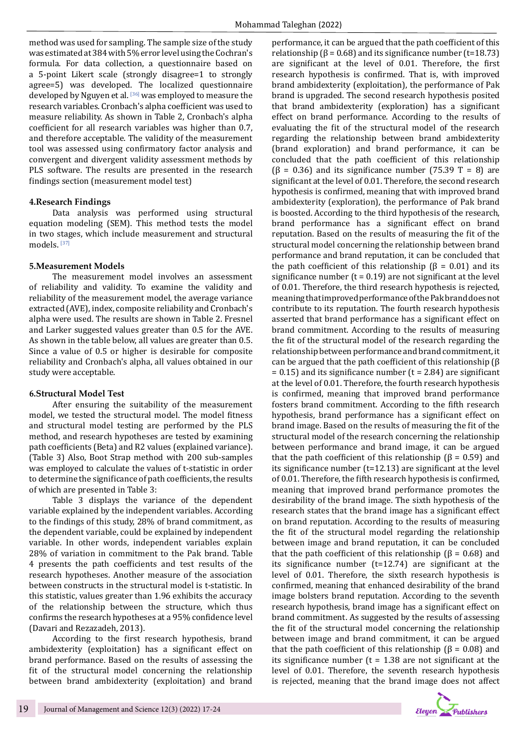method was used for sampling. The sample size of the study was estimated at 384 with 5% error level using the Cochran's formula. For data collection, a questionnaire based on a 5-point Likert scale (strongly disagree=1 to strongly agree=5) was developed. The localized questionnaire developed by Nguyen et al. [36] was employed to measure the research variables. Cronbach's alpha coefficient was used to measure reliability. As shown in Table 2, Cronbach's alpha coefficient for all research variables was higher than 0.7, and therefore acceptable. The validity of the measurement tool was assessed using confirmatory factor analysis and convergent and divergent validity assessment methods by PLS software. The results are presented in the research findings section (measurement model test)

## 4.Research Findings

Data analysis was performed using structural equation modeling (SEM). This method tests the model in two stages, which include measurement and structural models. [37]

## 5.Measurement Models

The measurement model involves an assessment of reliability and validity. To examine the validity and reliability of the measurement model, the average variance extracted (AVE), index, composite reliability and Cronbach's alpha were used. The results are shown in Table 2. Fresnel and Larker suggested values greater than 0.5 for the AVE. As shown in the table below, all values are greater than 0.5. Since a value of 0.5 or higher is desirable for composite reliability and Cronbach's alpha, all values obtained in our study were acceptable.

## 6.Structural Model Test

After ensuring the suitability of the measurement model, we tested the structural model. The model fitness and structural model testing are performed by the PLS method, and research hypotheses are tested by examining path coefficients (Beta) and R2 values (explained variance). (Table 3) Also, Boot Strap method with 200 sub-samples was employed to calculate the values of t-statistic in order to determine the significance of path coefficients, the results of which are presented in Table 3:

Table 3 displays the variance of the dependent variable explained by the independent variables. According to the findings of this study, 28% of brand commitment, as the dependent variable, could be explained by independent variable. In other words, independent variables explain 28% of variation in commitment to the Pak brand. Table 4 presents the path coefficients and test results of the research hypotheses. Another measure of the association between constructs in the structural model is t-statistic. In this statistic, values greater than 1.96 exhibits the accuracy of the relationship between the structure, which thus confirms the research hypotheses at a 95% confidence level (Davari and Rezazadeh, 2013).

According to the first research hypothesis, brand ambidexterity (exploitation) has a significant effect on brand performance. Based on the results of assessing the fit of the structural model concerning the relationship between brand ambidexterity (exploitation) and brand performance, it can be argued that the path coefficient of this relationship ($\beta = 0.68$) and its significance number ($t=18.73$) are significant at the level of 0.01. Therefore, the first research hypothesis is confirmed. That is, with improved brand ambidexterity (exploitation), the performance of Pak brand is upgraded. The second research hypothesis posited that brand ambidexterity (exploration) has a significant effect on brand performance. According to the results of evaluating the fit of the structural model of the research regarding the relationship between brand ambidexterity (brand exploration) and brand performance, it can be concluded that the path coefficient of this relationship ($\beta = 0.36$) and its significance number (75.39 T = 8) are significant at the level of 0.01. Therefore, the second research hypothesis is confirmed, meaning that with improved brand ambidexterity (exploration), the performance of Pak brand is boosted. According to the third hypothesis of the research, brand performance has a significant effect on brand reputation. Based on the results of measuring the fit of the structural model concerning the relationship between brand performance and brand reputation, it can be concluded that the path coefficient of this relationship ($\beta = 0.01$) and its significance number ($t = 0.19$) are not significant at the level of 0.01. Therefore, the third research hypothesis is rejected, meaning that improved performance of the Pak brand does not contribute to its reputation. The fourth research hypothesis asserted that brand performance has a significant effect on brand commitment. According to the results of measuring the fit of the structural model of the research regarding the relationship between performance and brand commitment, it can be argued that the path coefficient of this relationship ($\beta = 0.15$) and its significance number ($t = 2.84$) are significant at the level of 0.01. Therefore, the fourth research hypothesis is confirmed, meaning that improved brand performance fosters brand commitment. According to the fifth research hypothesis, brand performance has a significant effect on brand image. Based on the results of measuring the fit of the structural model of the research concerning the relationship between performance and brand image, it can be argued that the path coefficient of this relationship ($\beta = 0.59$) and its significance number ($t=12.13$) are significant at the level of 0.01. Therefore, the fifth research hypothesis is confirmed, meaning that improved brand performance promotes the desirability of the brand image. The sixth hypothesis of the research states that the brand image has a significant effect on brand reputation. According to the results of measuring the fit of the structural model regarding the relationship between image and brand reputation, it can be concluded that the path coefficient of this relationship ($\beta = 0.68$) and its significance number ($t=12.74$) are significant at the level of 0.01. Therefore, the sixth research hypothesis is confirmed, meaning that enhanced desirability of the brand image bolsters brand reputation. According to the seventh research hypothesis, brand image has a significant effect on brand commitment. As suggested by the results of assessing the fit of the structural model concerning the relationship between image and brand commitment, it can be argued that the path coefficient of this relationship ($\beta = 0.08$) and its significance number ($t = 1.38$ are not significant at the level of 0.01. Therefore, the seventh research hypothesis is rejected, meaning that the brand image does not affect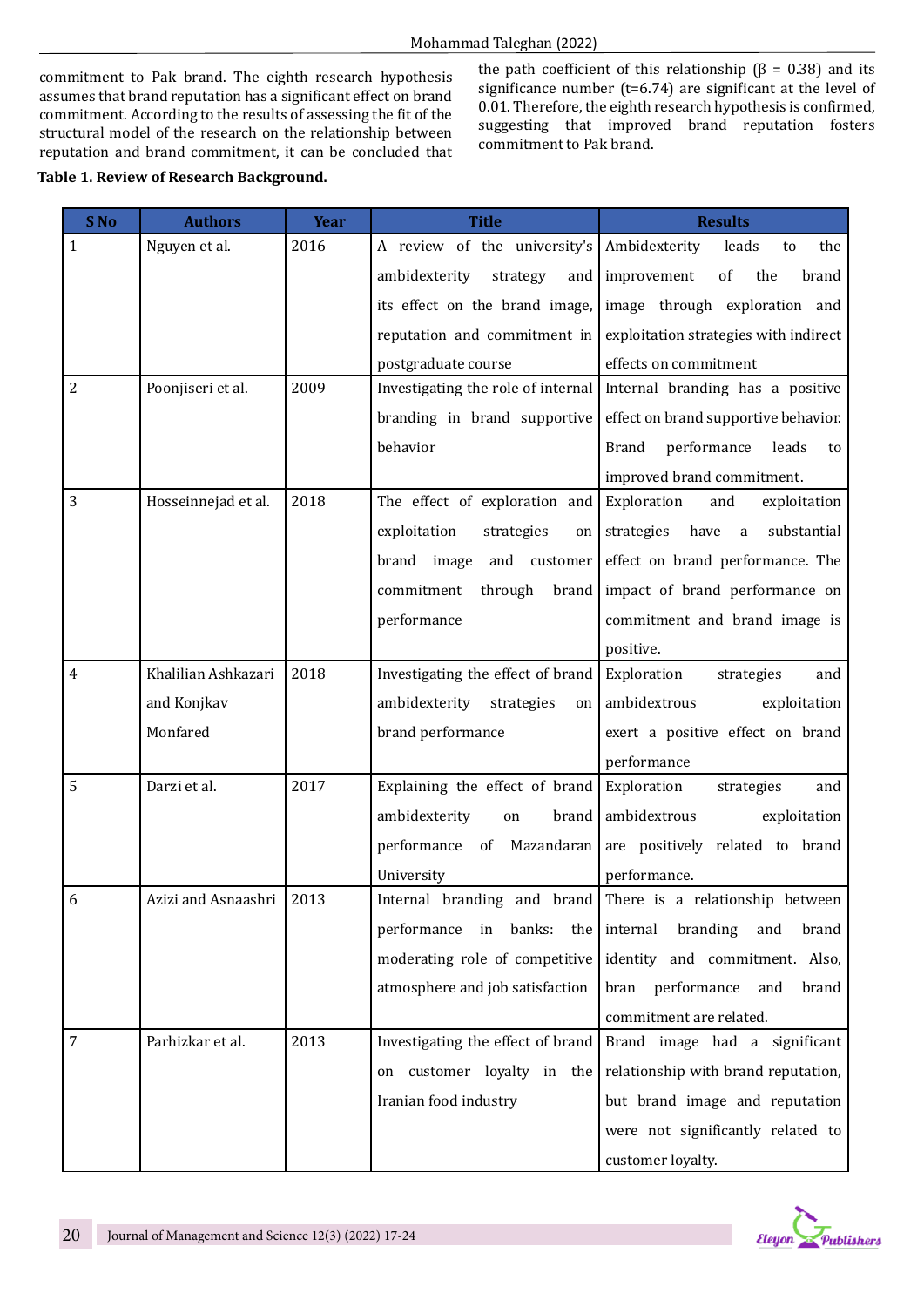commitment to Pak brand. The eighth research hypothesis assumes that brand reputation has a significant effect on brand commitment. According to the results of assessing the fit of the structural model of the research on the relationship between reputation and brand commitment, it can be concluded that the path coefficient of this relationship (β = 0.38) and its significance number (t=6.74) are significant at the level of 0.01. Therefore, the eighth research hypothesis is confirmed, suggesting that improved brand reputation fosters commitment to Pak brand.

**Table 1. Review of Research Background.**

| S No | Authors | Year | Title | Results |
|---|---|---|---|---|
| 1 | Nguyen et al. | 2016 | A review of the university's ambidexterity strategy and its effect on the brand image, reputation and commitment in postgraduate course | Ambidexterity leads to the improvement of the brand image through exploration and exploitation strategies with indirect effects on commitment |
| 2 | Poonjiseri et al. | 2009 | Investigating the role of internal branding in brand supportive behavior | Internal branding has a positive effect on brand supportive behavior. Brand performance leads to improved brand commitment. |
| 3 | Hosseinnejad et al. | 2018 | The effect of exploration and exploitation strategies on brand image and customer commitment through brand performance | Exploration and exploitation strategies have a substantial effect on brand performance. The impact of brand performance on commitment and brand image is positive. |
| 4 | Khalilian Ashkazari and Konjkav Monfared | 2018 | Investigating the effect of brand ambidexterity strategies on brand performance | Exploration strategies and ambidextrous exploitation exert a positive effect on brand performance |
| 5 | Darzi et al. | 2017 | Explaining the effect of brand ambidexterity on brand performance of Mazandaran University | Exploration strategies and ambidextrous exploitation are positively related to brand performance. |
| 6 | Azizi and Asnaashri | 2013 | Internal branding and brand performance in banks: the moderating role of competitive atmosphere and job satisfaction | There is a relationship between internal branding and brand identity and commitment. Also, bran performance and brand commitment are related. |
| 7 | Parhizkar et al. | 2013 | Investigating the effect of brand on customer loyalty in the Iranian food industry | Brand image had a significant relationship with brand reputation, but brand image and reputation were not significantly related to customer loyalty. |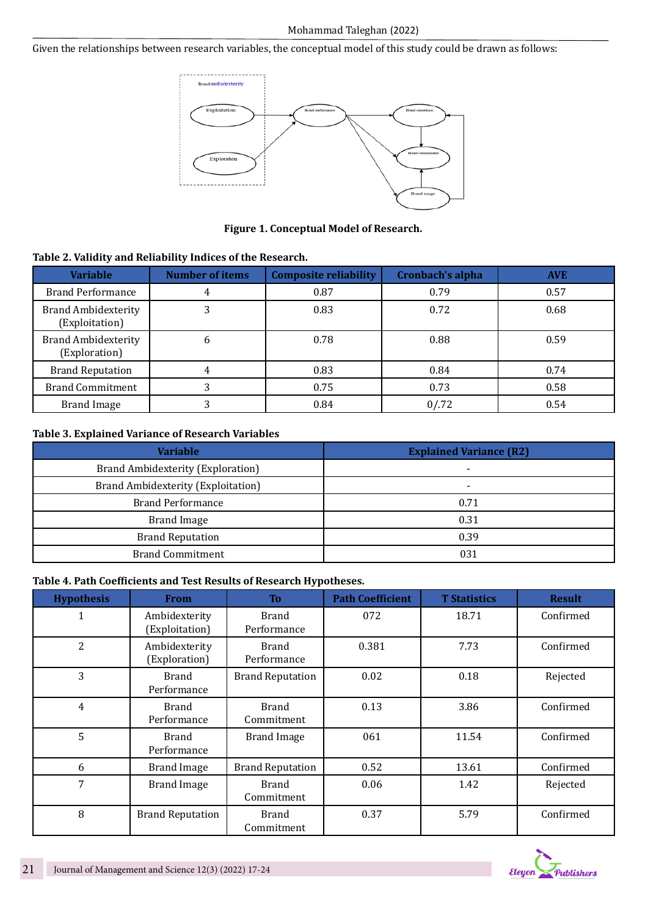Given the relationships between research variables, the conceptual model of this study could be drawn as follows:

**Figure 1. Conceptual Model of Research.**

**Table 2. Validity and Reliability Indices of the Research.**

| Variable | Number of items | Composite reliability | Cronbach's alpha | AVE |
|---|---|---|---|---|
| Brand Performance | 4 | 0.87 | 0.79 | 0.57 |
| Brand Ambidexterity (Exploitation) | 3 | 0.83 | 0.72 | 0.68 |
| Brand Ambidexterity (Exploration) | 6 | 0.78 | 0.88 | 0.59 |
| Brand Reputation | 4 | 0.83 | 0.84 | 0.74 |
| Brand Commitment | 3 | 0.75 | 0.73 | 0.58 |
| Brand Image | 3 | 0.84 | 0/.72 | 0.54 |

**Table 3. Explained Variance of Research Variables**

| Variable | Explained Variance (R2) |
|---|---|
| Brand Ambidexterity (Exploration) | - |
| Brand Ambidexterity (Exploitation) | - |
| Brand Performance | 0.71 |
| Brand Image | 0.31 |
| Brand Reputation | 0.39 |
| Brand Commitment | 031 |

**Table 4. Path Coefficients and Test Results of Research Hypotheses.**

| Hypothesis | From | To | Path Coefficient | T Statistics | Result |
|---|---|---|---|---|---|
| 1 | Ambidexterity (Exploitation) | Brand Performance | 072 | 18.71 | Confirmed |
| 2 | Ambidexterity (Exploration) | Brand Performance | 0.381 | 7.73 | Confirmed |
| 3 | Brand Performance | Brand Reputation | 0.02 | 0.18 | Rejected |
| 4 | Brand Performance | Brand Commitment | 0.13 | 3.86 | Confirmed |
| 5 | Brand Performance | Brand Image | 061 | 11.54 | Confirmed |
| 6 | Brand Image | Brand Reputation | 0.52 | 13.61 | Confirmed |
| 7 | Brand Image | Brand Commitment | 0.06 | 1.42 | Rejected |
| 8 | Brand Reputation | Brand Commitment | 0.37 | 5.79 | Confirmed |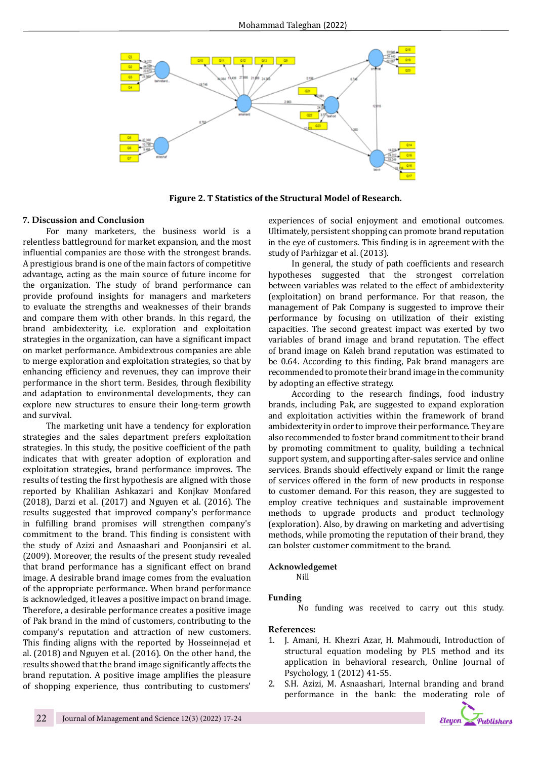**Figure 2. T Statistics of the Structural Model of Research.**

## 7. Discussion and Conclusion

For many marketers, the business world is a relentless battleground for market expansion, and the most influential companies are those with the strongest brands. A prestigious brand is one of the main factors of competitive advantage, acting as the main source of future income for the organization. The study of brand performance can provide profound insights for managers and marketers to evaluate the strengths and weaknesses of their brands and compare them with other brands. In this regard, the brand ambidexterity, i.e. exploration and exploitation strategies in the organization, can have a significant impact on market performance. Ambidextrous companies are able to merge exploration and exploitation strategies, so that by enhancing efficiency and revenues, they can improve their performance in the short term. Besides, through flexibility and adaptation to environmental developments, they can explore new structures to ensure their long-term growth and survival.

The marketing unit have a tendency for exploration strategies and the sales department prefers exploitation strategies. In this study, the positive coefficient of the path indicates that with greater adoption of exploration and exploitation strategies, brand performance improves. The results of testing the first hypothesis are aligned with those reported by Khalilian Ashkazari and Konjkav Monfared (2018), Darzi et al. (2017) and Nguyen et al. (2016). The results suggested that improved company's performance in fulfilling brand promises will strengthen company's commitment to the brand. This finding is consistent with the study of Azizi and Asnaashari and Poonjansiri et al. (2009). Moreover, the results of the present study revealed that brand performance has a significant effect on brand image. A desirable brand image comes from the evaluation of the appropriate performance. When brand performance is acknowledged, it leaves a positive impact on brand image. Therefore, a desirable performance creates a positive image of Pak brand in the mind of customers, contributing to the company's reputation and attraction of new customers. This finding aligns with the reported by Hosseinnejad et al. (2018) and Nguyen et al. (2016). On the other hand, the results showed that the brand image significantly affects the brand reputation. A positive image amplifies the pleasure of shopping experience, thus contributing to customers' experiences of social enjoyment and emotional outcomes. Ultimately, persistent shopping can promote brand reputation in the eye of customers. This finding is in agreement with the study of Parhizgar et al. (2013).

In general, the study of path coefficients and research hypotheses suggested that the strongest correlation between variables was related to the effect of ambidexterity (exploitation) on brand performance. For that reason, the management of Pak Company is suggested to improve their performance by focusing on utilization of their existing capacities. The second greatest impact was exerted by two variables of brand image and brand reputation. The effect of brand image on Kaleh brand reputation was estimated to be 0.64. According to this finding, Pak brand managers are recommended to promote their brand image in the community by adopting an effective strategy.

According to the research findings, food industry brands, including Pak, are suggested to expand exploration and exploitation activities within the framework of brand ambidexterity in order to improve their performance. They are also recommended to foster brand commitment to their brand by promoting commitment to quality, building a technical support system, and supporting after-sales service and online services. Brands should effectively expand or limit the range of services offered in the form of new products in response to customer demand. For this reason, they are suggested to employ creative techniques and sustainable improvement methods to upgrade products and product technology (exploration). Also, by drawing on marketing and advertising methods, while promoting the reputation of their brand, they can bolster customer commitment to the brand.

## Acknowledgemet

Nill

## Funding

No funding was received to carry out this study.

## References:

1. J. Amani, H. Khezri Azar, H. Mahmoudi, Introduction of structural equation modeling by PLS method and its application in behavioral research, Online Journal of Psychology, 1 (2012) 41-55.
2. S.H. Azizi, M. Asnaashari, Internal branding and brand performance in the bank: the moderating role of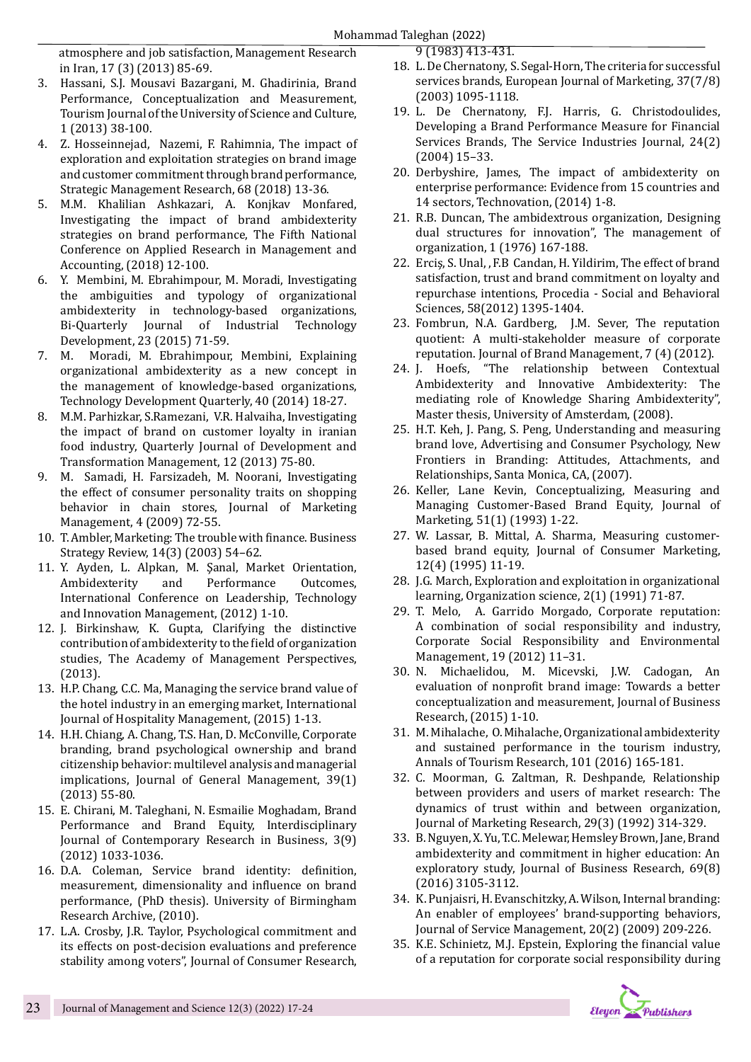atmosphere and job satisfaction, Management Research in Iran, 17 (3) (2013) 85-69.

3. Hassani, S.J. Mousavi Bazargani, M. Ghadirinia, Brand Performance, Conceptualization and Measurement, Tourism Journal of the University of Science and Culture, 1 (2013) 38-100.
4. Z. Hosseinnejad, Nazemi, F. Rahimnia, The impact of exploration and exploitation strategies on brand image and customer commitment through brand performance, Strategic Management Research, 68 (2018) 13-36.
5. M.M. Khalilian Ashkazari, A. Konjkav Monfared, Investigating the impact of brand ambidexterity strategies on brand performance, The Fifth National Conference on Applied Research in Management and Accounting, (2018) 12-100.
6. Y. Membini, M. Ebrahimpour, M. Moradi, Investigating the ambiguities and typology of organizational ambidexterity in technology-based organizations, Bi-Quarterly Journal of Industrial Technology Development, 23 (2015) 71-59.
7. M. Moradi, M. Ebrahimpour, Membini, Explaining organizational ambidexterity as a new concept in the management of knowledge-based organizations, Technology Development Quarterly, 40 (2014) 18-27.
8. M.M. Parhizkar, S.Ramezani, V.R. Halvaiha, Investigating the impact of brand on customer loyalty in iranian food industry, Quarterly Journal of Development and Transformation Management, 12 (2013) 75-80.
9. M. Samadi, H. Farsizadeh, M. Noorani, Investigating the effect of consumer personality traits on shopping behavior in chain stores, Journal of Marketing Management, 4 (2009) 72-55.
10. T. Ambler, Marketing: The trouble with finance. Business Strategy Review, 14(3) (2003) 54–62.
11. Y. Ayden, L. Alpkan, M. Şanal, Market Orientation, Ambidexterity and Performance Outcomes, International Conference on Leadership, Technology and Innovation Management, (2012) 1-10.
12. J. Birkinshaw, K. Gupta, Clarifying the distinctive contribution of ambidexterity to the field of organization studies, The Academy of Management Perspectives, (2013).
13. H.P. Chang, C.C. Ma, Managing the service brand value of the hotel industry in an emerging market, International Journal of Hospitality Management, (2015) 1-13.
14. H.H. Chiang, A. Chang, T.S. Han, D. McConville, Corporate branding, brand psychological ownership and brand citizenship behavior: multilevel analysis and managerial implications, Journal of General Management, 39(1) (2013) 55-80.
15. E. Chirani, M. Taleghani, N. Esmailie Moghadam, Brand Performance and Brand Equity, Interdisciplinary Journal of Contemporary Research in Business, 3(9) (2012) 1033-1036.
16. D.A. Coleman, Service brand identity: definition, measurement, dimensionality and influence on brand performance, (PhD thesis). University of Birmingham Research Archive, (2010).
17. L.A. Crosby, J.R. Taylor, Psychological commitment and its effects on post-decision evaluations and preference stability among voters", Journal of Consumer Research, 9 (1983) 413-431.
18. L. De Chernatony, S. Segal-Horn, The criteria for successful services brands, European Journal of Marketing, 37(7/8) (2003) 1095-1118.
19. L. De Chernatony, F.J. Harris, G. Christodoulides, Developing a Brand Performance Measure for Financial Services Brands, The Service Industries Journal, 24(2) (2004) 15–33.
20. Derbyshire, James, The impact of ambidexterity on enterprise performance: Evidence from 15 countries and 14 sectors, Technovation, (2014) 1-8.
21. R.B. Duncan, The ambidextrous organization, Designing dual structures for innovation", The management of organization, 1 (1976) 167-188.
22. Erciş, S. Unal, , F.B Candan, H. Yildirim, The effect of brand satisfaction, trust and brand commitment on loyalty and repurchase intentions, Procedia - Social and Behavioral Sciences, 58(2012) 1395-1404.
23. Fombrun, N.A. Gardberg, J.M. Sever, The reputation quotient: A multi-stakeholder measure of corporate reputation. Journal of Brand Management, 7 (4) (2012).
24. J. Hoefs, "The relationship between Contextual Ambidexterity and Innovative Ambidexterity: The mediating role of Knowledge Sharing Ambidexterity", Master thesis, University of Amsterdam, (2008).
25. H.T. Keh, J. Pang, S. Peng, Understanding and measuring brand love, Advertising and Consumer Psychology, New Frontiers in Branding: Attitudes, Attachments, and Relationships, Santa Monica, CA, (2007).
26. Keller, Lane Kevin, Conceptualizing, Measuring and Managing Customer-Based Brand Equity, Journal of Marketing, 51(1) (1993) 1-22.
27. W. Lassar, B. Mittal, A. Sharma, Measuring customer-based brand equity, Journal of Consumer Marketing, 12(4) (1995) 11-19.
28. J.G. March, Exploration and exploitation in organizational learning, Organization science, 2(1) (1991) 71-87.
29. T. Melo, A. Garrido Morgado, Corporate reputation: A combination of social responsibility and industry, Corporate Social Responsibility and Environmental Management, 19 (2012) 11–31.
30. N. Michaelidou, M. Micevski, J.W. Cadogan, An evaluation of nonprofit brand image: Towards a better conceptualization and measurement, Journal of Business Research, (2015) 1-10.
31. M. Mihalache, O. Mihalache, Organizational ambidexterity and sustained performance in the tourism industry, Annals of Tourism Research, 101 (2016) 165-181.
32. C. Moorman, G. Zaltman, R. Deshpande, Relationship between providers and users of market research: The dynamics of trust within and between organization, Journal of Marketing Research, 29(3) (1992) 314-329.
33. B. Nguyen, X. Yu, T.C. Melewar, Hemsley Brown, Jane, Brand ambidexterity and commitment in higher education: An exploratory study, Journal of Business Research, 69(8) (2016) 3105-3112.
34. K. Punjaisri, H. Evanschitzky, A. Wilson, Internal branding: An enabler of employees' brand-supporting behaviors, Journal of Service Management, 20(2) (2009) 209-226.
35. K.E. Schinietz, M.J. Epstein, Exploring the financial value of a reputation for corporate social responsibility during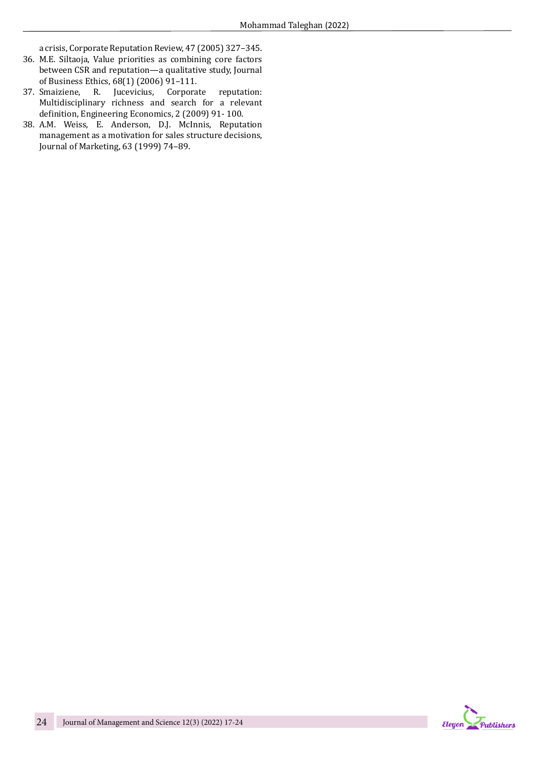a crisis, Corporate Reputation Review, 47 (2005) 327–345.

36. M.E. Siltaoja, Value priorities as combining core factors between CSR and reputation—a qualitative study, Journal of Business Ethics, 68(1) (2006) 91–111.
37. Smaiziene, R. Jucevicius, Corporate reputation: Multidisciplinary richness and search for a relevant definition, Engineering Economics, 2 (2009) 91- 100.
38. A.M. Weiss, E. Anderson, D.J. McInnis, Reputation management as a motivation for sales structure decisions, Journal of Marketing, 63 (1999) 74–89.